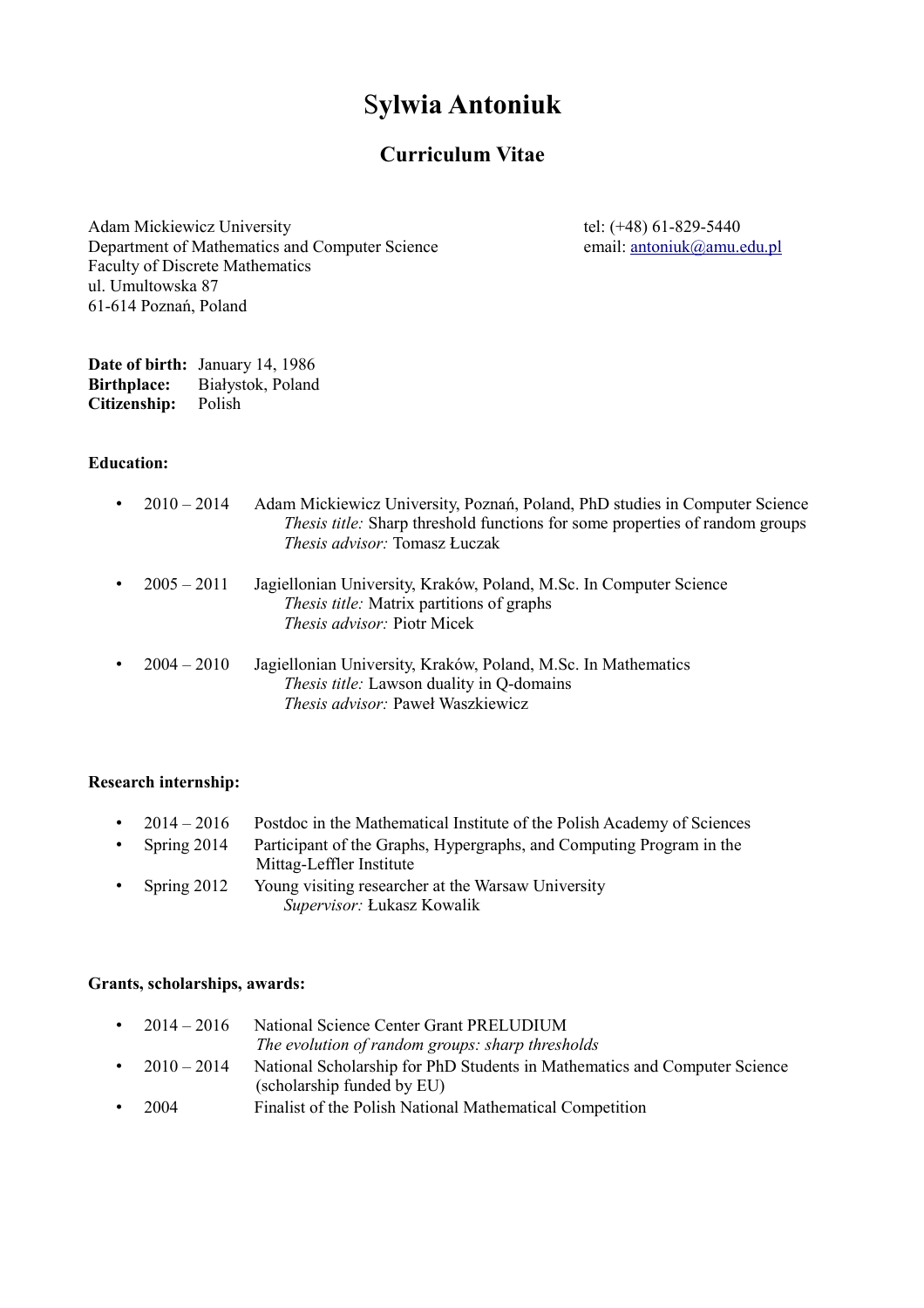# Sylwia Antoniuk

## Curriculum Vitae

Adam Mickiewicz University
Department of Mathematics and Computer Science
Faculty of Discrete Mathematics
ul. Umultowska 87
61-614 Poznań, Poland

tel: (+48) 61-829-5440
email: antoniuk@amu.edu.pl

**Date of birth:** January 14, 1986
**Birthplace:** Białystok, Poland
**Citizenship:** Polish

**Education:**

- 2010 – 2014 Adam Mickiewicz University, Poznań, Poland, PhD studies in Computer Science
  *Thesis title:* Sharp threshold functions for some properties of random groups
  *Thesis advisor:* Tomasz Łuczak
- 2005 – 2011 Jagiellonian University, Kraków, Poland, M.Sc. In Computer Science
  *Thesis title:* Matrix partitions of graphs
  *Thesis advisor:* Piotr Micek
- 2004 – 2010 Jagiellonian University, Kraków, Poland, M.Sc. In Mathematics
  *Thesis title:* Lawson duality in Q-domains
  *Thesis advisor:* Paweł Waszkiewicz

**Research internship:**

- 2014 – 2016 Postdoc in the Mathematical Institute of the Polish Academy of Sciences
- Spring 2014 Participant of the Graphs, Hypergraphs, and Computing Program in the Mittag-Leffler Institute
- Spring 2012 Young visiting researcher at the Warsaw University
  *Supervisor:* Łukasz Kowalik

**Grants, scholarships, awards:**

- 2014 – 2016 National Science Center Grant PRELUDIUM
  *The evolution of random groups: sharp thresholds*
- 2010 – 2014 National Scholarship for PhD Students in Mathematics and Computer Science (scholarship funded by EU)
- 2004 Finalist of the Polish National Mathematical Competition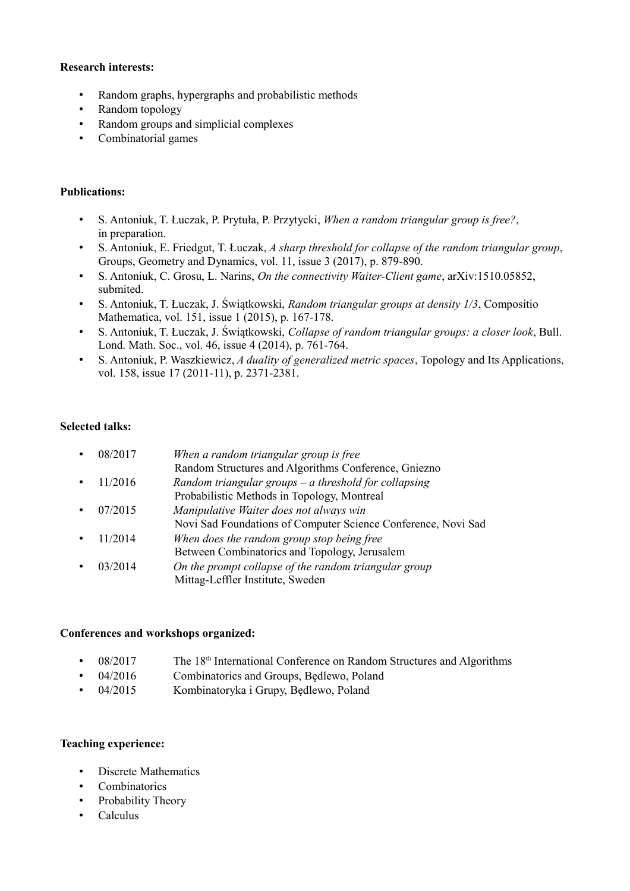**Research interests:**

- Random graphs, hypergraphs and probabilistic methods
- Random topology
- Random groups and simplicial complexes
- Combinatorial games

**Publications:**

- S. Antoniuk, T. Łuczak, P. Prytuła, P. Przytycki, *When a random triangular group is free?*, in preparation.
- S. Antoniuk, E. Friedgut, T. Łuczak, *A sharp threshold for collapse of the random triangular group*, Groups, Geometry and Dynamics, vol. 11, issue 3 (2017), p. 879-890.
- S. Antoniuk, C. Grosu, L. Narins, *On the connectivity Waiter-Client game*, arXiv:1510.05852, submited.
- S. Antoniuk, T. Łuczak, J. Świątkowski, *Random triangular groups at density 1/3*, Compositio Mathematica, vol. 151, issue 1 (2015), p. 167-178.
- S. Antoniuk, T. Łuczak, J. Świątkowski, *Collapse of random triangular groups: a closer look*, Bull. Lond. Math. Soc., vol. 46, issue 4 (2014), p. 761-764.
- S. Antoniuk, P. Waszkiewicz, *A duality of generalized metric spaces*, Topology and Its Applications, vol. 158, issue 17 (2011-11), p. 2371-2381.

**Selected talks:**

- 08/2017 — *When a random triangular group is free*
  Random Structures and Algorithms Conference, Gniezno
- 11/2016 — *Random triangular groups – a threshold for collapsing*
  Probabilistic Methods in Topology, Montreal
- 07/2015 — *Manipulative Waiter does not always win*
  Novi Sad Foundations of Computer Science Conference, Novi Sad
- 11/2014 — *When does the random group stop being free*
  Between Combinatorics and Topology, Jerusalem
- 03/2014 — *On the prompt collapse of the random triangular group*
  Mittag-Leffler Institute, Sweden

**Conferences and workshops organized:**

- 08/2017 — The 18th International Conference on Random Structures and Algorithms
- 04/2016 — Combinatorics and Groups, Będlewo, Poland
- 04/2015 — Kombinatoryka i Grupy, Będlewo, Poland

**Teaching experience:**

- Discrete Mathematics
- Combinatorics
- Probability Theory
- Calculus